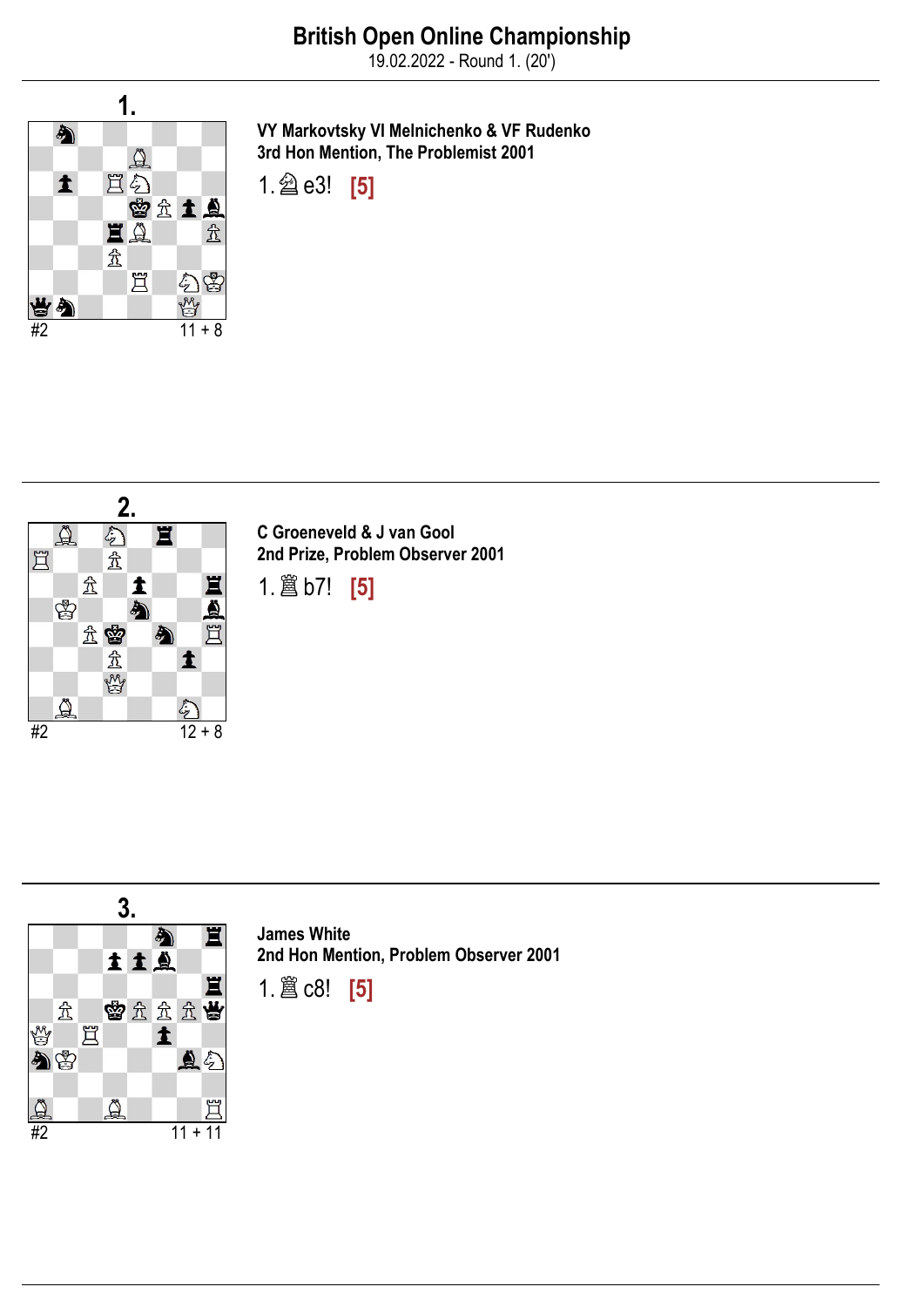# British Open Online Championship

19.02.2022 - Round 1. (20')

## 1.

#2 — 11 + 8

**VY Markovtsky Vl Melnichenko & VF Rudenko**
**3rd Hon Mention, The Problemist 2001**

1.♘e3! **[5]**

## 2.

#2 — 12 + 8

**C Groeneveld & J van Gool**
**2nd Prize, Problem Observer 2001**

1.♖b7! **[5]**

## 3.

#2 — 11 + 11

**James White**
**2nd Hon Mention, Problem Observer 2001**

1.♖c8! **[5]**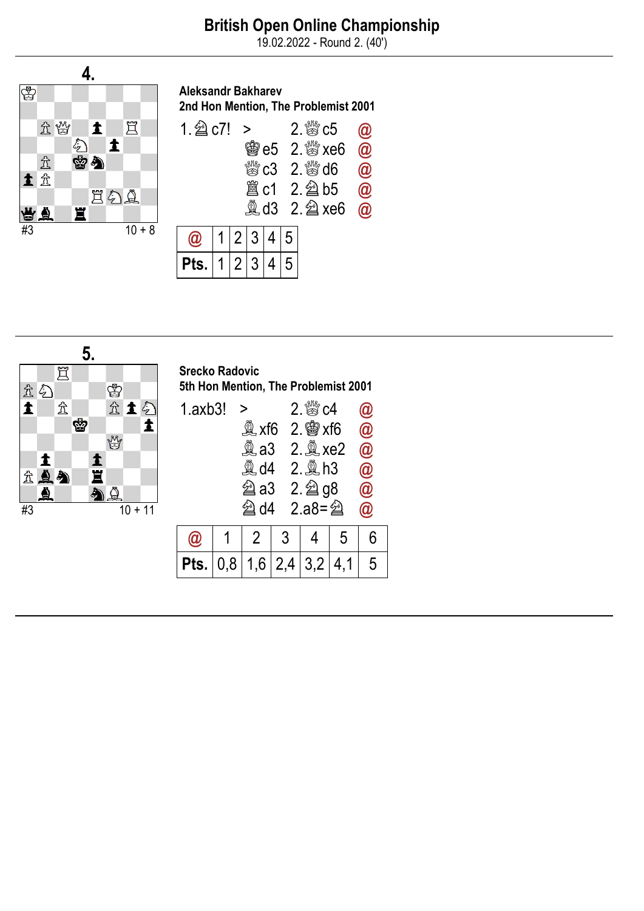# British Open Online Championship

19.02.2022 - Round 2. (40')

## 4.

#3 — 10 + 8

**Aleksandr Bakharev**
**2nd Hon Mention, The Problemist 2001**

| | | | |
|---|---|---|---|
| 1.♘c7! | > | 2.♕c5 | @ |
| | ♚e5 | 2.♕xe6 | @ |
| | ♛c3 | 2.♕d6 | @ |
| | ♜c1 | 2.♘b5 | @ |
| | ♝d3 | 2.♘xe6 | @ |

| @ | 1 | 2 | 3 | 4 | 5 |
|---|---|---|---|---|---|
| **Pts.** | 1 | 2 | 3 | 4 | 5 |

## 5.

#3 — 10 + 11

**Srecko Radovic**
**5th Hon Mention, The Problemist 2001**

| | | | |
|---|---|---|---|
| 1.axb3! | > | 2.♕c4 | @ |
| | ♝xf6 | 2.♔xf6 | @ |
| | ♝a3 | 2.♗xe2 | @ |
| | ♝d4 | 2.♗h3 | @ |
| | ♞a3 | 2.♘g8 | @ |
| | ♞d4 | 2.a8=♘ | @ |

| @ | 1 | 2 | 3 | 4 | 5 | 6 |
|---|---|---|---|---|---|---|
| **Pts.** | 0,8 | 1,6 | 2,4 | 3,2 | 4,1 | 5 |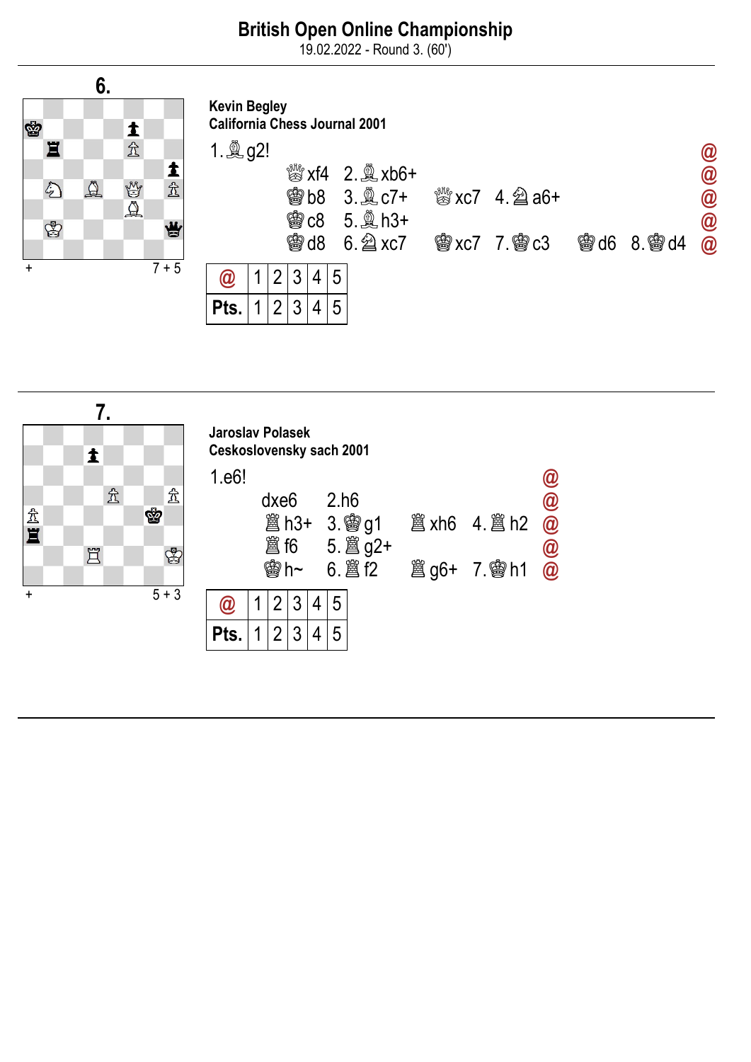# British Open Online Championship

19.02.2022 - Round 3. (60')

## 6.

+ 7 + 5

**Kevin Begley**
**California Chess Journal 2001**

1.♗g2! @

| | | | |
|---|---|---|---|
| ♕xf4 | 2.♗xb6+ | | @ |
| ♚b8 | 3.♗c7+ | ♕xc7 4.♘a6+ | @ |
| ♚c8 | 5.♗h3+ | | @ |
| ♚d8 | 6.♘xc7 | ♚xc7 7.♔c3 ♚d6 8.♔d4 | @ |

| @ | 1 | 2 | 3 | 4 | 5 |
|---|---|---|---|---|---|
| Pts. | 1 | 2 | 3 | 4 | 5 |

## 7.

+ 5 + 3

**Jaroslav Polasek**
**Ceskoslovensky sach 2001**

1.e6! @

| | | | |
|---|---|---|---|
| dxe6 | 2.h6 | | @ |
| ♜h3+ | 3.♔g1 | ♜xh6 4.♖h2 | @ |
| ♜f6 | 5.♖g2+ | | @ |
| ♚h~ | 6.♖f2 | ♜g6+ 7.♔h1 | @ |

| @ | 1 | 2 | 3 | 4 | 5 |
|---|---|---|---|---|---|
| Pts. | 1 | 2 | 3 | 4 | 5 |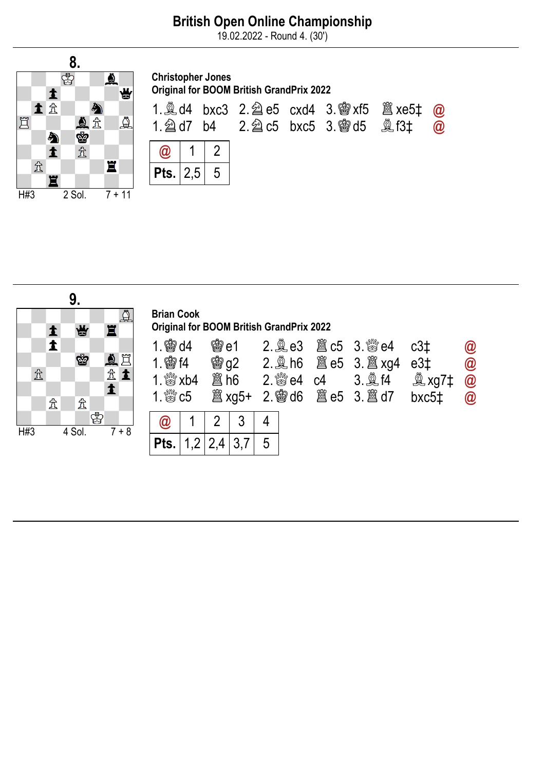# British Open Online Championship

19.02.2022 - Round 4. (30')

## 8.

H#3 2 Sol. 7 + 11

**Christopher Jones**
**Original for BOOM British GrandPrix 2022**

1.♗d4 bxc3 2.♘e5 cxd4 3.♔xf5 ♖xe5‡ @
1.♘d7 b4 2.♘c5 bxc5 3.♔d5 ♗f3‡ @

| @ | 1 | 2 |
|---|---|---|
| Pts. | 2,5 | 5 |

## 9.

H#3 4 Sol. 7 + 8

**Brian Cook**
**Original for BOOM British GrandPrix 2022**

1.♔d4 ♔e1 2.♗e3 ♖c5 3.♕e4 c3‡ @
1.♔f4 ♔g2 2.♗h6 ♖e5 3.♖xg4 e3‡ @
1.♕xb4 ♖h6 2.♕e4 c4 3.♗f4 ♗xg7‡ @
1.♕c5 ♖xg5+ 2.♔d6 ♖e5 3.♖d7 bxc5‡ @

| @ | 1 | 2 | 3 | 4 |
|---|---|---|---|---|
| Pts. | 1,2 | 2,4 | 3,7 | 5 |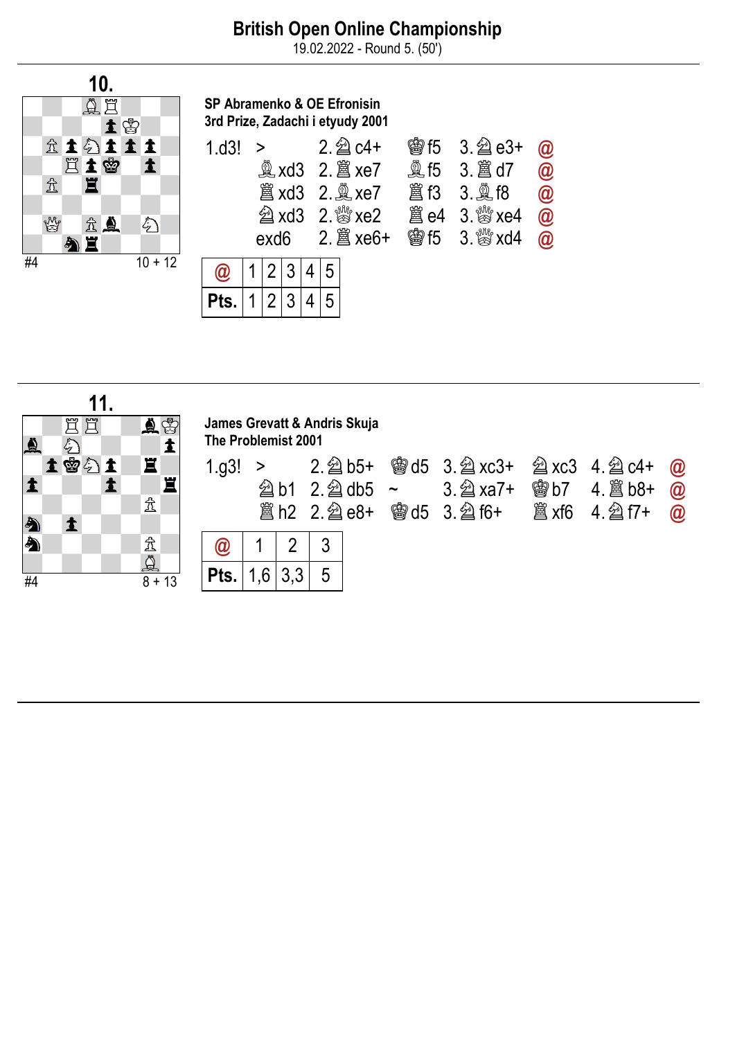# British Open Online Championship

19.02.2022 - Round 5. (50')

## 10.

#4 — 10 + 12

**SP Abramenko & OE Efronisin**
**3rd Prize, Zadachi i etyudy 2001**

| | | | | | |
|---|---|---|---|---|---|
| 1.d3! | > | 2.♘c4+ | ♚f5 | 3.♘e3+ | @ |
| | ♗xd3 | 2.♖xe7 | ♗f5 | 3.♖d7 | @ |
| | ♖xd3 | 2.♗xe7 | ♖f3 | 3.♗f8 | @ |
| | ♘xd3 | 2.♕xe2 | ♖e4 | 3.♕xe4 | @ |
| | exd6 | 2.♖xe6+ | ♚f5 | 3.♕xd4 | @ |

| @ | 1 | 2 | 3 | 4 | 5 |
|---|---|---|---|---|---|
| Pts. | 1 | 2 | 3 | 4 | 5 |

## 11.

#4 — 8 + 13

**James Grevatt & Andris Skuja**
**The Problemist 2001**

| | | | | | | | |
|---|---|---|---|---|---|---|---|
| 1.g3! | > | 2.♘b5+ | ♚d5 | 3.♘xc3+ | ♘xc3 | 4.♘c4+ | @ |
| | ♘b1 | 2.♘db5 | ~ | 3.♘xa7+ | ♚b7 | 4.♖b8+ | @ |
| | ♖h2 | 2.♘e8+ | ♚d5 | 3.♘f6+ | ♖xf6 | 4.♘f7+ | @ |

| @ | 1 | 2 | 3 |
|---|---|---|---|
| Pts. | 1,6 | 3,3 | 5 |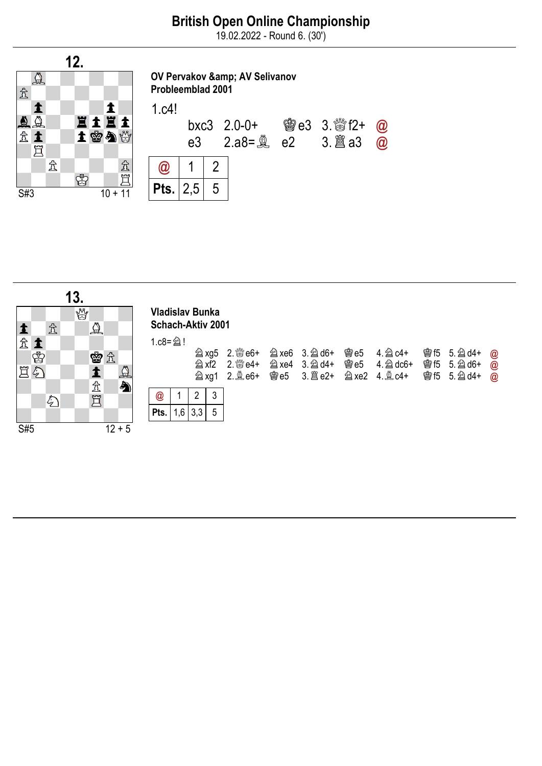# British Open Online Championship

19.02.2022 - Round 6. (30')

## 12.

S#3 10 + 11

**OV Pervakov &amp; AV Selivanov**
**Probleemblad 2001**

1.c4!

bxc3 2.0-0+ ♚e3 3.♕f2+ @
e3 2.a8=♗ e2 3.♖a3 @

| @ | 1 | 2 |
|---|---|---|
| Pts. | 2,5 | 5 |

## 13.

S#5 12 + 5

**Vladislav Bunka**
**Schach-Aktiv 2001**

1.c8=♘!

♞xg5 2.♕e6+ ♞xe6 3.♘d6+ ♚e5 4.♘c4+ ♚f5 5.♘d4+ @
♞xf2 2.♕e4+ ♞xe4 3.♘d4+ ♚e5 4.♘dc6+ ♚f5 5.♘d6+ @
♞xg1 2.♗e6+ ♚e5 3.♖e2+ ♞xe2 4.♗c4+ ♚f5 5.♘d4+ @

| @ | 1 | 2 | 3 |
|---|---|---|---|
| Pts. | 1,6 | 3,3 | 5 |